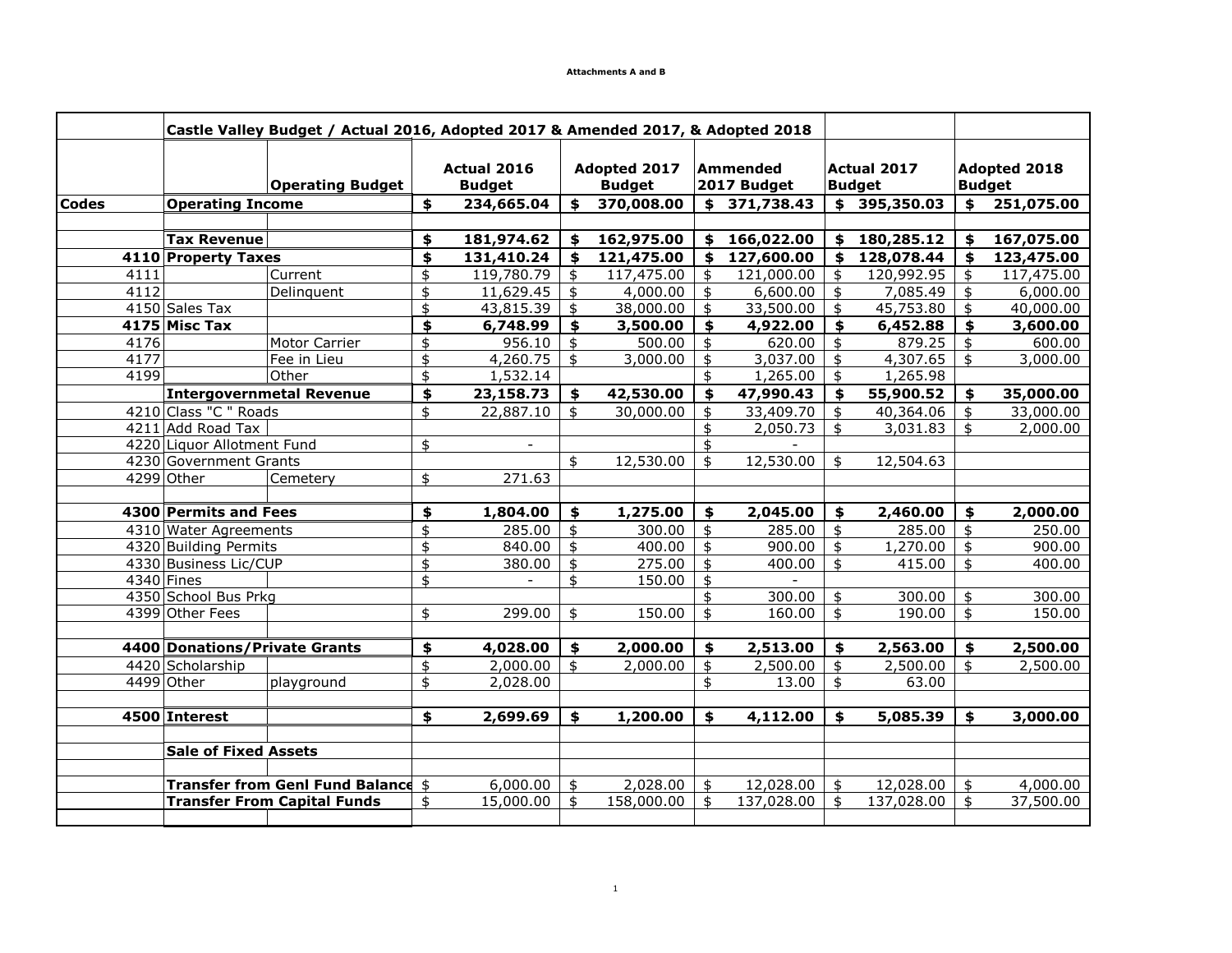Attachments A and B

| | Castle Valley Budget / Actual 2016, Adopted 2017 & Amended 2017, & Adopted 2018 | | | | | | |
|---|---|---|---|---|---|---|---|
| | | Operating Budget | Actual 2016 Budget | Adopted 2017 Budget | Ammended 2017 Budget | Actual 2017 Budget | Adopted 2018 Budget |
| **Codes** | **Operating Income** | | **$ 234,665.04** | **$ 370,008.00** | **$ 371,738.43** | **$ 395,350.03** | **$ 251,075.00** |
| | | | | | | | |
| | **Tax Revenue** | | **$ 181,974.62** | **$ 162,975.00** | **$ 166,022.00** | **$ 180,285.12** | **$ 167,075.00** |
| **4110** | **Property Taxes** | | **$ 131,410.24** | **$ 121,475.00** | **$ 127,600.00** | **$ 128,078.44** | **$ 123,475.00** |
| 4111 | | Current | $ 119,780.79 | $ 117,475.00 | $ 121,000.00 | $ 120,992.95 | $ 117,475.00 |
| 4112 | | Delinquent | $ 11,629.45 | $ 4,000.00 | $ 6,600.00 | $ 7,085.49 | $ 6,000.00 |
| 4150 | Sales Tax | | $ 43,815.39 | $ 38,000.00 | $ 33,500.00 | $ 45,753.80 | $ 40,000.00 |
| **4175** | **Misc Tax** | | **$ 6,748.99** | **$ 3,500.00** | **$ 4,922.00** | **$ 6,452.88** | **$ 3,600.00** |
| 4176 | | Motor Carrier | $ 956.10 | $ 500.00 | $ 620.00 | $ 879.25 | $ 600.00 |
| 4177 | | Fee in Lieu | $ 4,260.75 | $ 3,000.00 | $ 3,037.00 | $ 4,307.65 | $ 3,000.00 |
| 4199 | | Other | $ 1,532.14 | | $ 1,265.00 | $ 1,265.98 | |
| | **Intergovernmetal Revenue** | | **$ 23,158.73** | **$ 42,530.00** | **$ 47,990.43** | **$ 55,900.52** | **$ 35,000.00** |
| 4210 | Class "C " Roads | | $ 22,887.10 | $ 30,000.00 | $ 33,409.70 | $ 40,364.06 | $ 33,000.00 |
| 4211 | Add Road Tax | | | | $ 2,050.73 | $ 3,031.83 | $ 2,000.00 |
| 4220 | Liquor Allotment Fund | | $ - | | $ - | | |
| 4230 | Government Grants | | | $ 12,530.00 | $ 12,530.00 | $ 12,504.63 | |
| 4299 | Other | Cemetery | $ 271.63 | | | | |
| | | | | | | | |
| **4300** | **Permits and Fees** | | **$ 1,804.00** | **$ 1,275.00** | **$ 2,045.00** | **$ 2,460.00** | **$ 2,000.00** |
| 4310 | Water Agreements | | $ 285.00 | $ 300.00 | $ 285.00 | $ 285.00 | $ 250.00 |
| 4320 | Building Permits | | $ 840.00 | $ 400.00 | $ 900.00 | $ 1,270.00 | $ 900.00 |
| 4330 | Business Lic/CUP | | $ 380.00 | $ 275.00 | $ 400.00 | $ 415.00 | $ 400.00 |
| 4340 | Fines | | $ - | $ 150.00 | $ - | | |
| 4350 | School Bus Prkg | | | | $ 300.00 | $ 300.00 | $ 300.00 |
| 4399 | Other Fees | | $ 299.00 | $ 150.00 | $ 160.00 | $ 190.00 | $ 150.00 |
| | | | | | | | |
| **4400** | **Donations/Private Grants** | | **$ 4,028.00** | **$ 2,000.00** | **$ 2,513.00** | **$ 2,563.00** | **$ 2,500.00** |
| 4420 | Scholarship | | $ 2,000.00 | $ 2,000.00 | $ 2,500.00 | $ 2,500.00 | $ 2,500.00 |
| 4499 | Other | playground | $ 2,028.00 | | $ 13.00 | $ 63.00 | |
| | | | | | | | |
| **4500** | **Interest** | | **$ 2,699.69** | **$ 1,200.00** | **$ 4,112.00** | **$ 5,085.39** | **$ 3,000.00** |
| | | | | | | | |
| | **Sale of Fixed Assets** | | | | | | |
| | | | | | | | |
| | **Transfer from Genl Fund Balance** | | $ 6,000.00 | $ 2,028.00 | $ 12,028.00 | $ 12,028.00 | $ 4,000.00 |
| | **Transfer From Capital Funds** | | $ 15,000.00 | $ 158,000.00 | $ 137,028.00 | $ 137,028.00 | $ 37,500.00 |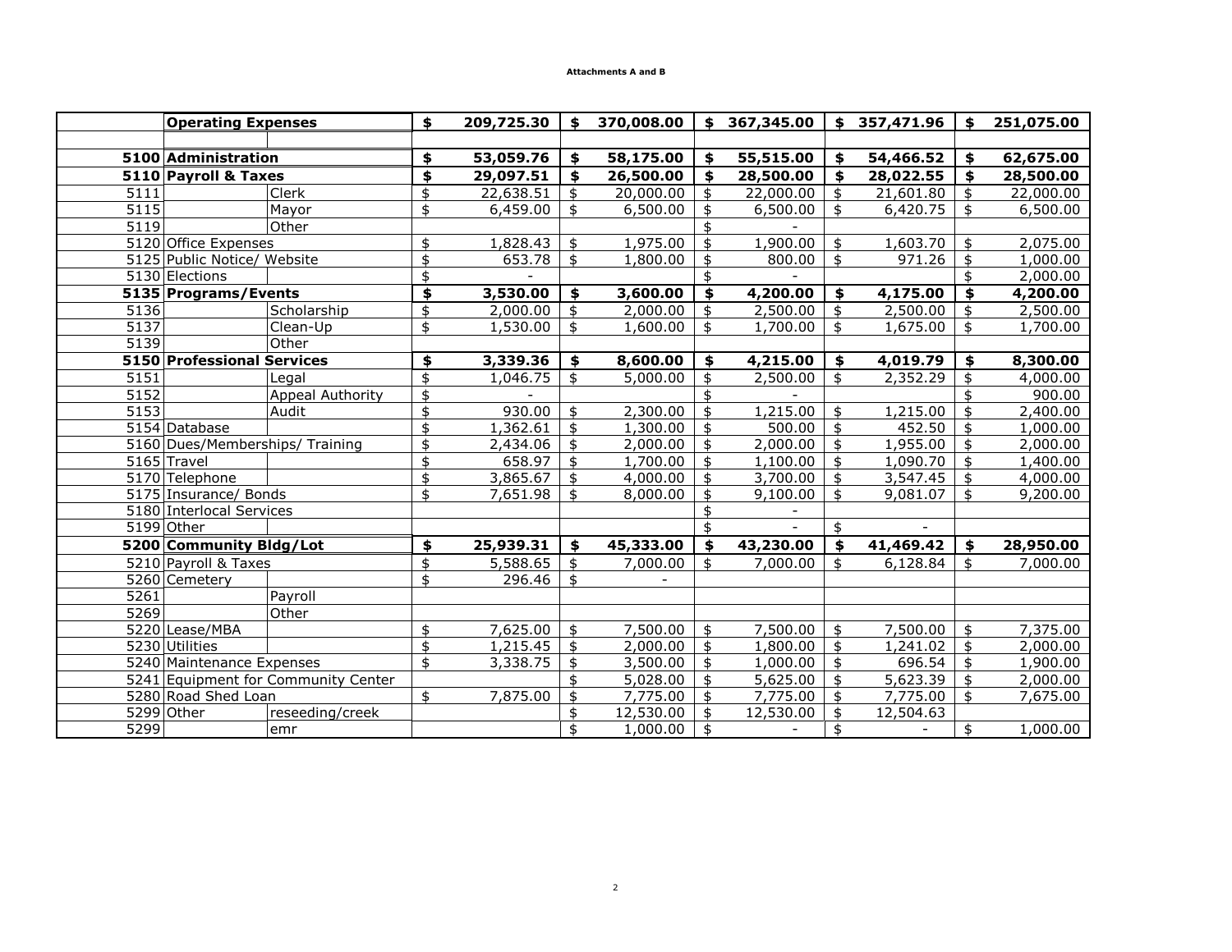**Attachments A and B**

| | | | | | | | |
|---|---|---|---|---|---|---|---|
| | **Operating Expenses** | | **$ 209,725.30** | **$ 370,008.00** | **$ 367,345.00** | **$ 357,471.96** | **$ 251,075.00** |
| | | | | | | | |
| **5100** | **Administration** | | **$ 53,059.76** | **$ 58,175.00** | **$ 55,515.00** | **$ 54,466.52** | **$ 62,675.00** |
| **5110** | **Payroll & Taxes** | | **$ 29,097.51** | **$ 26,500.00** | **$ 28,500.00** | **$ 28,022.55** | **$ 28,500.00** |
| 5111 | | Clerk | $ 22,638.51 | $ 20,000.00 | $ 22,000.00 | $ 21,601.80 | $ 22,000.00 |
| 5115 | | Mayor | $ 6,459.00 | $ 6,500.00 | $ 6,500.00 | $ 6,420.75 | $ 6,500.00 |
| 5119 | | Other | | | $ - | | |
| 5120 | Office Expenses | | $ 1,828.43 | $ 1,975.00 | $ 1,900.00 | $ 1,603.70 | $ 2,075.00 |
| 5125 | Public Notice/ Website | | $ 653.78 | $ 1,800.00 | $ 800.00 | $ 971.26 | $ 1,000.00 |
| 5130 | Elections | | $ - | | $ - | | $ 2,000.00 |
| **5135** | **Programs/Events** | | **$ 3,530.00** | **$ 3,600.00** | **$ 4,200.00** | **$ 4,175.00** | **$ 4,200.00** |
| 5136 | | Scholarship | $ 2,000.00 | $ 2,000.00 | $ 2,500.00 | $ 2,500.00 | $ 2,500.00 |
| 5137 | | Clean-Up | $ 1,530.00 | $ 1,600.00 | $ 1,700.00 | $ 1,675.00 | $ 1,700.00 |
| 5139 | | Other | | | | | |
| **5150** | **Professional Services** | | **$ 3,339.36** | **$ 8,600.00** | **$ 4,215.00** | **$ 4,019.79** | **$ 8,300.00** |
| 5151 | | Legal | $ 1,046.75 | $ 5,000.00 | $ 2,500.00 | $ 2,352.29 | $ 4,000.00 |
| 5152 | | Appeal Authority | $ - | | $ - | | $ 900.00 |
| 5153 | | Audit | $ 930.00 | $ 2,300.00 | $ 1,215.00 | $ 1,215.00 | $ 2,400.00 |
| 5154 | Database | | $ 1,362.61 | $ 1,300.00 | $ 500.00 | $ 452.50 | $ 1,000.00 |
| 5160 | Dues/Memberships/ Training | | $ 2,434.06 | $ 2,000.00 | $ 2,000.00 | $ 1,955.00 | $ 2,000.00 |
| 5165 | Travel | | $ 658.97 | $ 1,700.00 | $ 1,100.00 | $ 1,090.70 | $ 1,400.00 |
| 5170 | Telephone | | $ 3,865.67 | $ 4,000.00 | $ 3,700.00 | $ 3,547.45 | $ 4,000.00 |
| 5175 | Insurance/ Bonds | | $ 7,651.98 | $ 8,000.00 | $ 9,100.00 | $ 9,081.07 | $ 9,200.00 |
| 5180 | Interlocal Services | | | | $ - | | |
| 5199 | Other | | | | $ - | $ - | |
| **5200** | **Community Bldg/Lot** | | **$ 25,939.31** | **$ 45,333.00** | **$ 43,230.00** | **$ 41,469.42** | **$ 28,950.00** |
| 5210 | Payroll & Taxes | | $ 5,588.65 | $ 7,000.00 | $ 7,000.00 | $ 6,128.84 | $ 7,000.00 |
| 5260 | Cemetery | | $ 296.46 | $ - | | | |
| 5261 | | Payroll | | | | | |
| 5269 | | Other | | | | | |
| 5220 | Lease/MBA | | $ 7,625.00 | $ 7,500.00 | $ 7,500.00 | $ 7,500.00 | $ 7,375.00 |
| 5230 | Utilities | | $ 1,215.45 | $ 2,000.00 | $ 1,800.00 | $ 1,241.02 | $ 2,000.00 |
| 5240 | Maintenance Expenses | | $ 3,338.75 | $ 3,500.00 | $ 1,000.00 | $ 696.54 | $ 1,900.00 |
| 5241 | Equipment for Community Center | | | $ 5,028.00 | $ 5,625.00 | $ 5,623.39 | $ 2,000.00 |
| 5280 | Road Shed Loan | | $ 7,875.00 | $ 7,775.00 | $ 7,775.00 | $ 7,775.00 | $ 7,675.00 |
| 5299 | Other | reseeding/creek | | $ 12,530.00 | $ 12,530.00 | $ 12,504.63 | |
| 5299 | | emr | | $ 1,000.00 | $ - | $ - | $ 1,000.00 |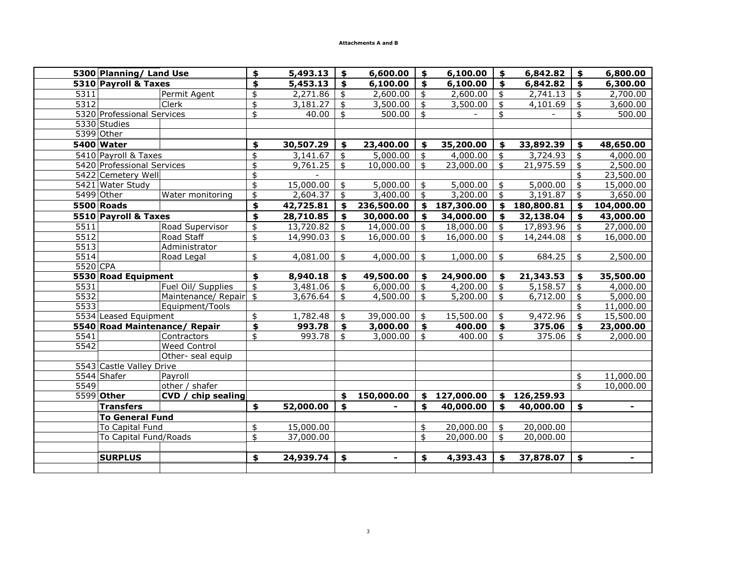**Attachments A and B**

| | | | | | | | |
|---|---|---|---|---|---|---|---|
| **5300** | **Planning/ Land Use** | | **$ 5,493.13** | **$ 6,600.00** | **$ 6,100.00** | **$ 6,842.82** | **$ 6,800.00** |
| **5310** | **Payroll & Taxes** | | **$ 5,453.13** | **$ 6,100.00** | **$ 6,100.00** | **$ 6,842.82** | **$ 6,300.00** |
| 5311 | | Permit Agent | $ 2,271.86 | $ 2,600.00 | $ 2,600.00 | $ 2,741.13 | $ 2,700.00 |
| 5312 | | Clerk | $ 3,181.27 | $ 3,500.00 | $ 3,500.00 | $ 4,101.69 | $ 3,600.00 |
| 5320 | Professional Services | | $ 40.00 | $ 500.00 | $ - | $ - | $ 500.00 |
| 5330 | Studies | | | | | | |
| 5399 | Other | | | | | | |
| **5400** | **Water** | | **$ 30,507.29** | **$ 23,400.00** | **$ 35,200.00** | **$ 33,892.39** | **$ 48,650.00** |
| 5410 | Payroll & Taxes | | $ 3,141.67 | $ 5,000.00 | $ 4,000.00 | $ 3,724.93 | $ 4,000.00 |
| 5420 | Professional Services | | $ 9,761.25 | $ 10,000.00 | $ 23,000.00 | $ 21,975.59 | $ 2,500.00 |
| 5422 | Cemetery Well | | $ - | | | | $ 23,500.00 |
| 5421 | Water Study | | $ 15,000.00 | $ 5,000.00 | $ 5,000.00 | $ 5,000.00 | $ 15,000.00 |
| 5499 | Other | Water monitoring | $ 2,604.37 | $ 3,400.00 | $ 3,200.00 | $ 3,191.87 | $ 3,650.00 |
| **5500** | **Roads** | | **$ 42,725.81** | **$ 236,500.00** | **$ 187,300.00** | **$ 180,800.81** | **$ 104,000.00** |
| **5510** | **Payroll & Taxes** | | **$ 28,710.85** | **$ 30,000.00** | **$ 34,000.00** | **$ 32,138.04** | **$ 43,000.00** |
| 5511 | | Road Supervisor | $ 13,720.82 | $ 14,000.00 | $ 18,000.00 | $ 17,893.96 | $ 27,000.00 |
| 5512 | | Road Staff | $ 14,990.03 | $ 16,000.00 | $ 16,000.00 | $ 14,244.08 | $ 16,000.00 |
| 5513 | | Administrator | | | | | |
| 5514 | | Road Legal | $ 4,081.00 | $ 4,000.00 | $ 1,000.00 | $ 684.25 | $ 2,500.00 |
| 5520 | CPA | | | | | | |
| **5530** | **Road Equipment** | | **$ 8,940.18** | **$ 49,500.00** | **$ 24,900.00** | **$ 21,343.53** | **$ 35,500.00** |
| 5531 | | Fuel Oil/ Supplies | $ 3,481.06 | $ 6,000.00 | $ 4,200.00 | $ 5,158.57 | $ 4,000.00 |
| 5532 | | Maintenance/ Repair | $ 3,676.64 | $ 4,500.00 | $ 5,200.00 | $ 6,712.00 | $ 5,000.00 |
| 5533 | | Equipment/Tools | | | | | $ 11,000.00 |
| 5534 | Leased Equipment | | $ 1,782.48 | $ 39,000.00 | $ 15,500.00 | $ 9,472.96 | $ 15,500.00 |
| **5540** | **Road Maintenance/ Repair** | | **$ 993.78** | **$ 3,000.00** | **$ 400.00** | **$ 375.06** | **$ 23,000.00** |
| 5541 | | Contractors | $ 993.78 | $ 3,000.00 | $ 400.00 | $ 375.06 | $ 2,000.00 |
| 5542 | | Weed Control | | | | | |
| | | Other- seal equip | | | | | |
| 5543 | Castle Valley Drive | | | | | | |
| 5544 | Shafer | Payroll | | | | | $ 11,000.00 |
| 5549 | | other / shafer | | | | | $ 10,000.00 |
| 5599 | **Other** | **CVD / chip sealing** | | **$ 150,000.00** | **$ 127,000.00** | **$ 126,259.93** | |
| | **Transfers** | | **$ 52,000.00** | **$ -** | **$ 40,000.00** | **$ 40,000.00** | **$ -** |
| | **To General Fund** | | | | | | |
| | To Capital Fund | | $ 15,000.00 | | $ 20,000.00 | $ 20,000.00 | |
| | To Capital Fund/Roads | | $ 37,000.00 | | $ 20,000.00 | $ 20,000.00 | |
| | | | | | | | |
| | **SURPLUS** | | **$ 24,939.74** | **$ -** | **$ 4,393.43** | **$ 37,878.07** | **$ -** |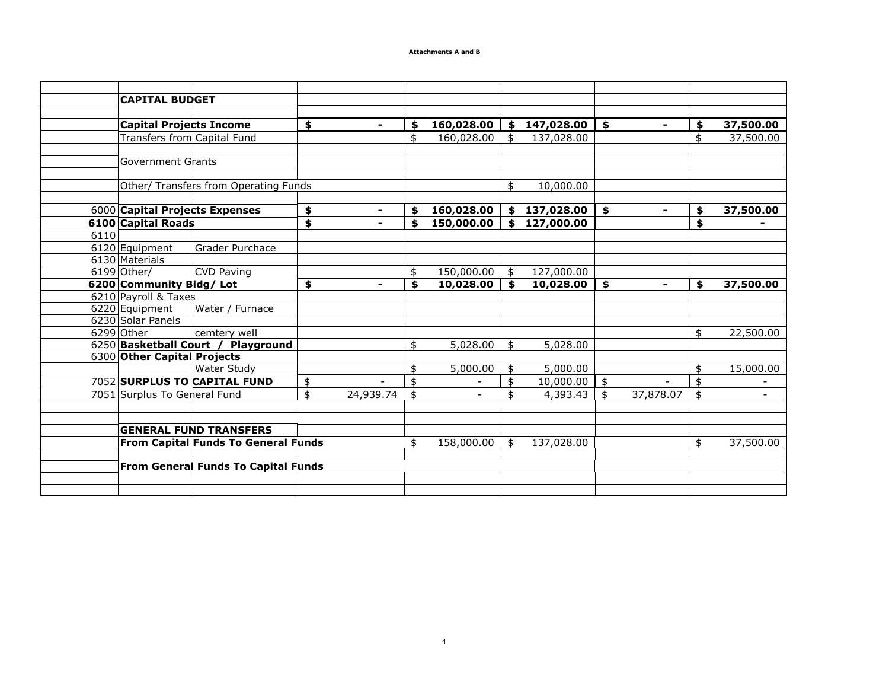**Attachments A and B**

| | | | | | | | |
|---|---|---|---|---|---|---|---|
| | **CAPITAL BUDGET** | | | | | | |
| | | | | | | | |
| | **Capital Projects Income** | | **$ -** | **$ 160,028.00** | **$ 147,028.00** | **$ -** | **$ 37,500.00** |
| | Transfers from Capital Fund | | | $ 160,028.00 | $ 137,028.00 | | $ 37,500.00 |
| | | | | | | | |
| | Government Grants | | | | | | |
| | | | | | | | |
| | Other/ Transfers from Operating Funds | | | | $ 10,000.00 | | |
| | | | | | | | |
| 6000 | **Capital Projects Expenses** | | **$ -** | **$ 160,028.00** | **$ 137,028.00** | **$ -** | **$ 37,500.00** |
| **6100** | **Capital Roads** | | **$ -** | **$ 150,000.00** | **$ 127,000.00** | | **$ -** |
| 6110 | | | | | | | |
| 6120 | Equipment | Grader Purchace | | | | | |
| 6130 | Materials | | | | | | |
| 6199 | Other/ | CVD Paving | | $ 150,000.00 | $ 127,000.00 | | |
| **6200** | **Community Bldg/ Lot** | | **$ -** | **$ 10,028.00** | **$ 10,028.00** | **$ -** | **$ 37,500.00** |
| 6210 | Payroll & Taxes | | | | | | |
| 6220 | Equipment | Water / Furnace | | | | | |
| 6230 | Solar Panels | | | | | | |
| 6299 | Other | cemtery well | | | | | $ 22,500.00 |
| 6250 | **Basketball Court / Playground** | | | $ 5,028.00 | $ 5,028.00 | | |
| 6300 | **Other Capital Projects** | | | | | | |
| | | Water Study | | $ 5,000.00 | $ 5,000.00 | | $ 15,000.00 |
| 7052 | **SURPLUS TO CAPITAL FUND** | | $ - | $ - | $ 10,000.00 | $ - | $ - |
| 7051 | Surplus To General Fund | | $ 24,939.74 | $ - | $ 4,393.43 | $ 37,878.07 | $ - |
| | | | | | | | |
| | | | | | | | |
| | **GENERAL FUND TRANSFERS** | | | | | | |
| | **From Capital Funds To General Funds** | | | $ 158,000.00 | $ 137,028.00 | | $ 37,500.00 |
| | | | | | | | |
| | **From General Funds To Capital Funds** | | | | | | |
| | | | | | | | |
| | | | | | | | |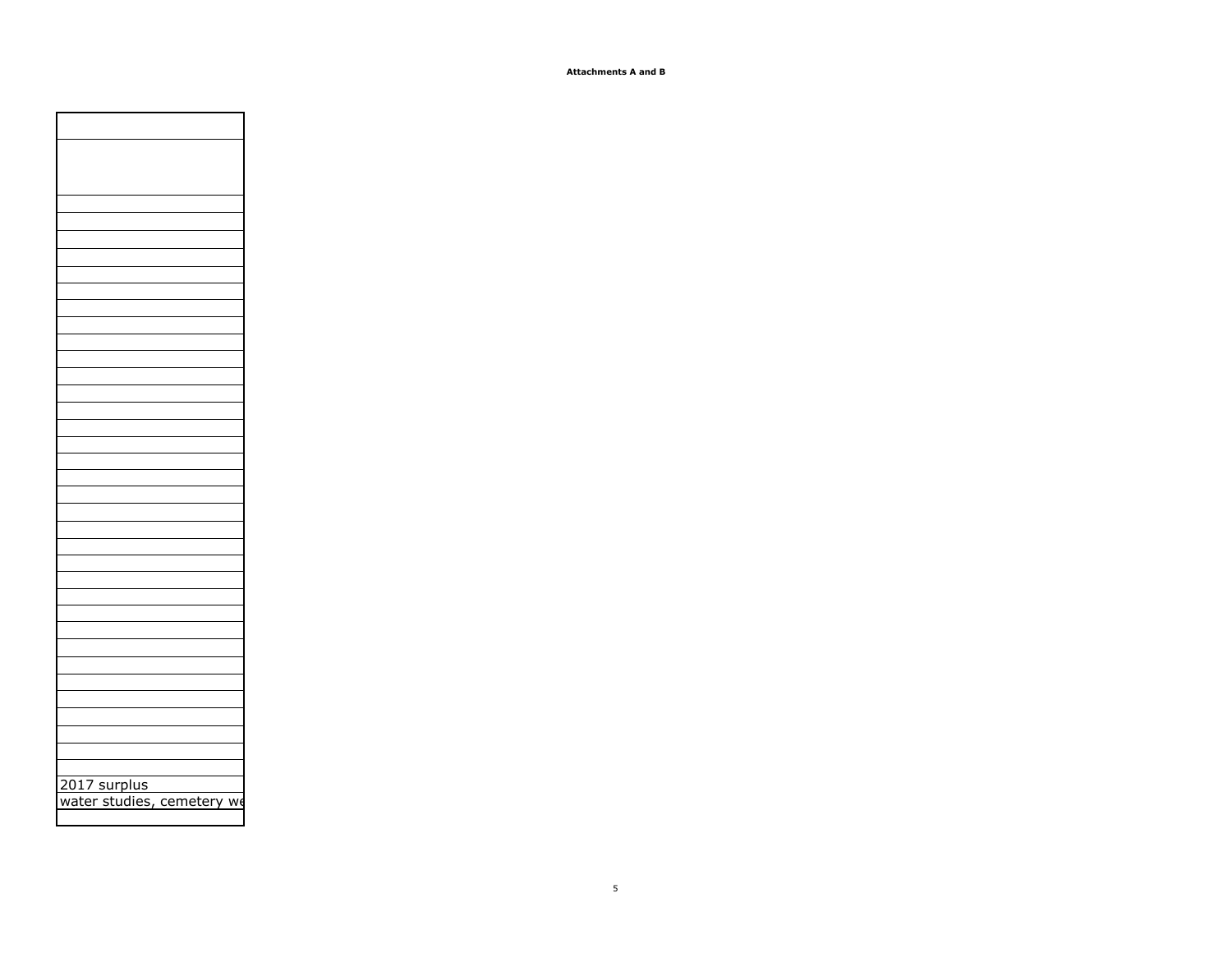**Attachments A and B**

| |
|---|
| |
| |
| |
| |
| |
| |
| |
| |
| |
| |
| |
| |
| |
| |
| |
| |
| |
| |
| |
| |
| |
| |
| |
| |
| |
| |
| |
| |
| |
| |
| |
| |
| |
| |
| |
| |
| 2017 surplus |
| water studies, cemetery we |
| |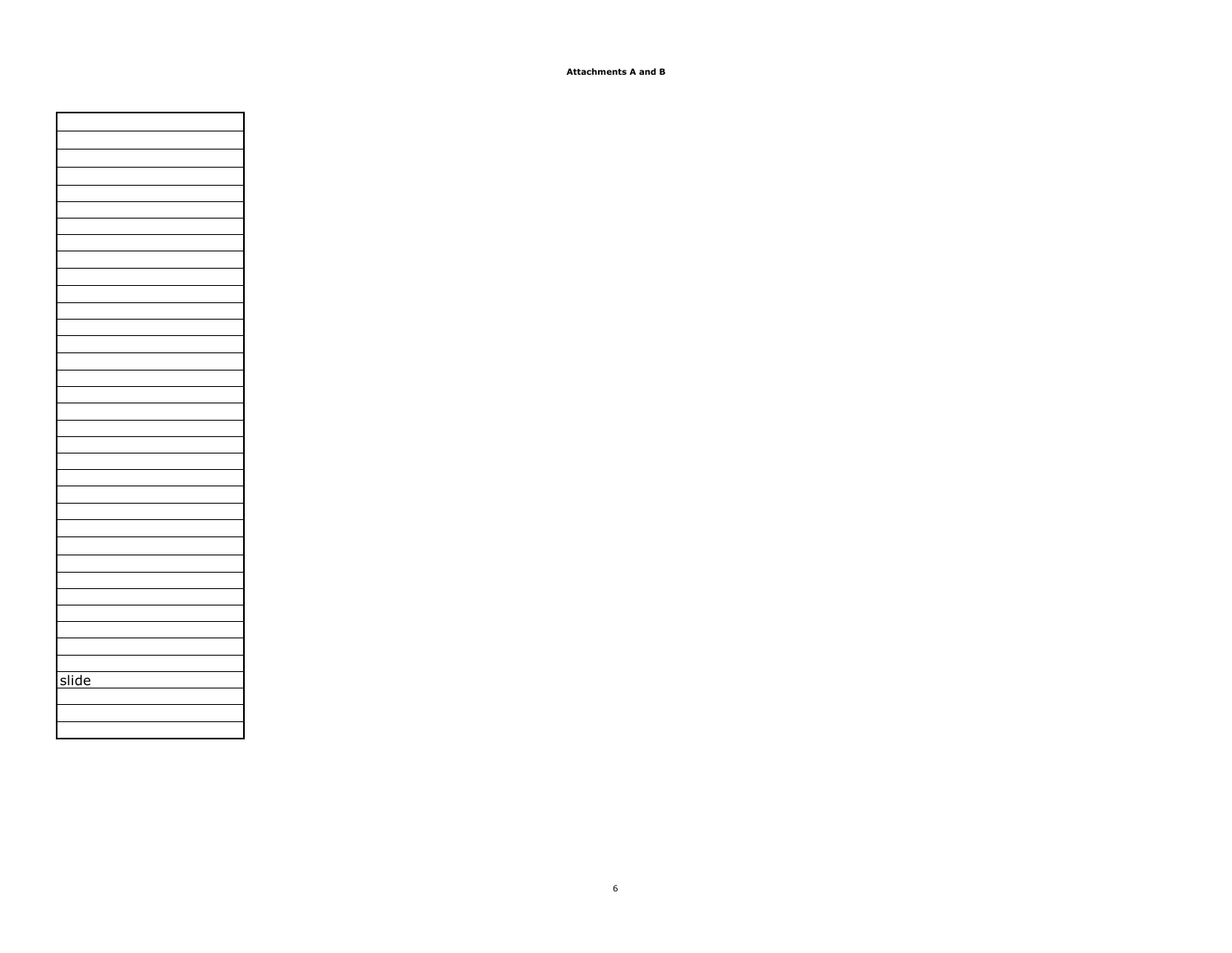**Attachments A and B**

| |
|---|
| |
| |
| |
| |
| |
| |
| |
| |
| |
| |
| |
| |
| |
| |
| |
| |
| |
| |
| |
| |
| |
| |
| |
| |
| |
| |
| |
| |
| |
| |
| |
| |
| slide |
| |
| |
| |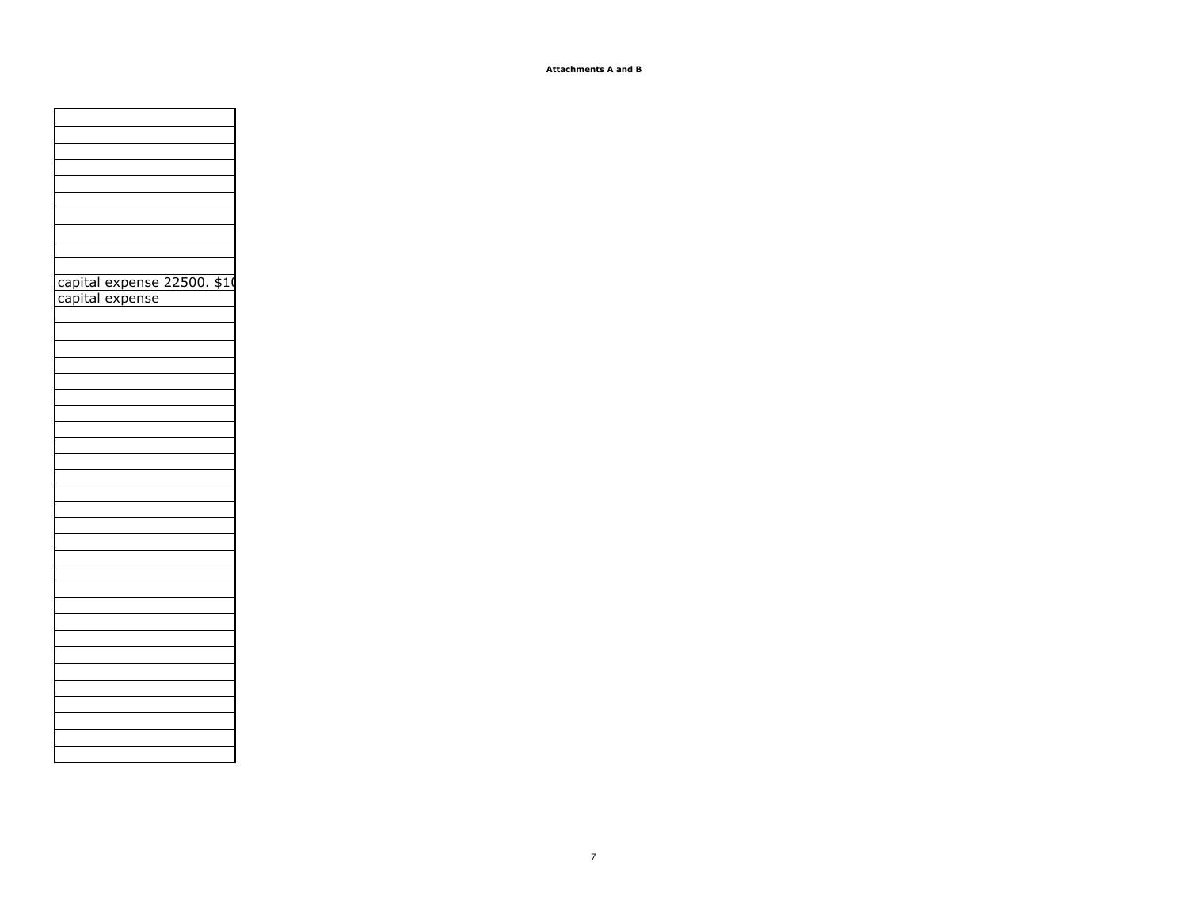**Attachments A and B**

| |
|---|
| |
| |
| |
| |
| |
| |
| |
| |
| |
| capital expense 22500. $1( |
| capital expense |
| |
| |
| |
| |
| |
| |
| |
| |
| |
| |
| |
| |
| |
| |
| |
| |
| |
| |
| |
| |
| |
| |
| |
| |
| |
| |
| |
| |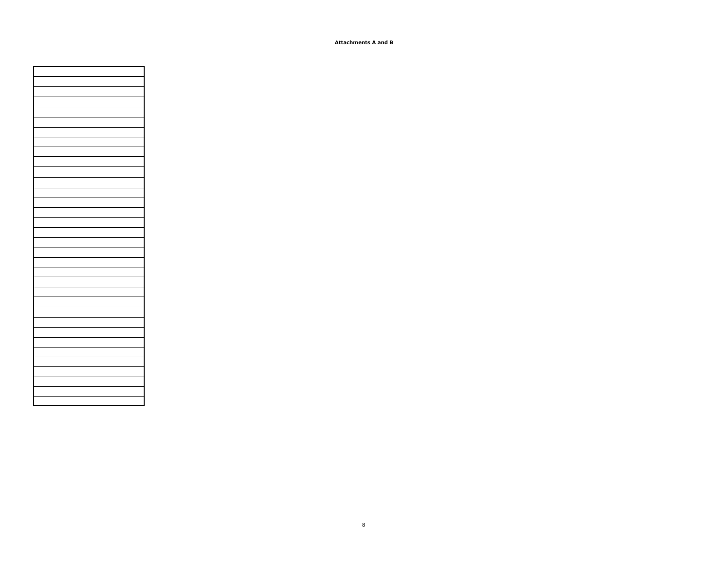**Attachments A and B**